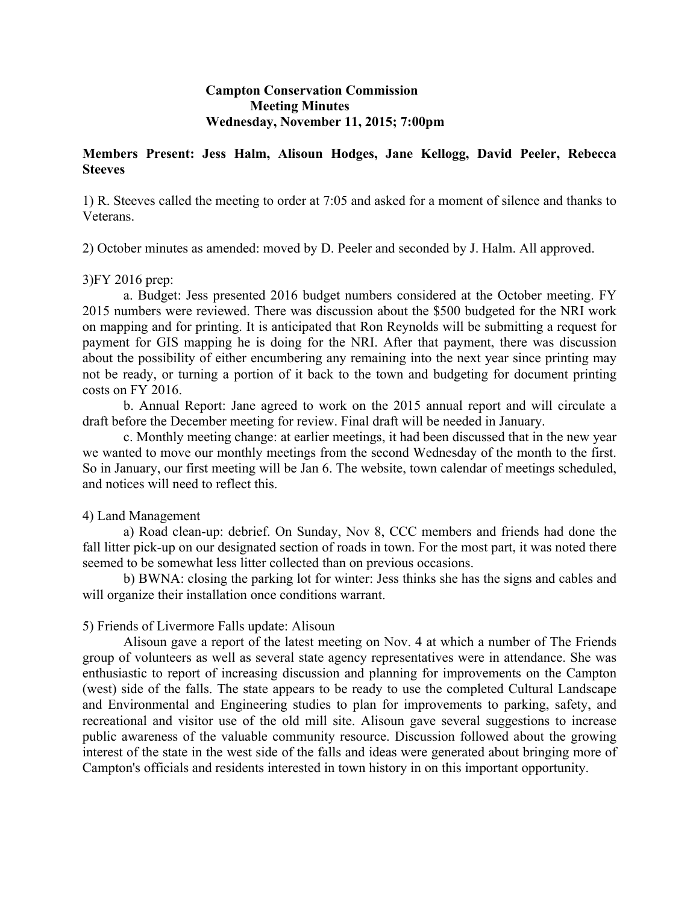# Campton Conservation Commission
## Meeting Minutes
### Wednesday, November 11, 2015; 7:00pm

**Members Present: Jess Halm, Alisoun Hodges, Jane Kellogg, David Peeler, Rebecca Steeves**

1) R. Steeves called the meeting to order at 7:05 and asked for a moment of silence and thanks to Veterans.

2) October minutes as amended: moved by D. Peeler and seconded by J. Halm. All approved.

3)FY 2016 prep:

a. Budget: Jess presented 2016 budget numbers considered at the October meeting. FY 2015 numbers were reviewed. There was discussion about the $500 budgeted for the NRI work on mapping and for printing. It is anticipated that Ron Reynolds will be submitting a request for payment for GIS mapping he is doing for the NRI. After that payment, there was discussion about the possibility of either encumbering any remaining into the next year since printing may not be ready, or turning a portion of it back to the town and budgeting for document printing costs on FY 2016.

b. Annual Report: Jane agreed to work on the 2015 annual report and will circulate a draft before the December meeting for review. Final draft will be needed in January.

c. Monthly meeting change: at earlier meetings, it had been discussed that in the new year we wanted to move our monthly meetings from the second Wednesday of the month to the first. So in January, our first meeting will be Jan 6. The website, town calendar of meetings scheduled, and notices will need to reflect this.

4) Land Management

a) Road clean-up: debrief. On Sunday, Nov 8, CCC members and friends had done the fall litter pick-up on our designated section of roads in town. For the most part, it was noted there seemed to be somewhat less litter collected than on previous occasions.

b) BWNA: closing the parking lot for winter: Jess thinks she has the signs and cables and will organize their installation once conditions warrant.

5) Friends of Livermore Falls update: Alisoun

Alisoun gave a report of the latest meeting on Nov. 4 at which a number of The Friends group of volunteers as well as several state agency representatives were in attendance. She was enthusiastic to report of increasing discussion and planning for improvements on the Campton (west) side of the falls. The state appears to be ready to use the completed Cultural Landscape and Environmental and Engineering studies to plan for improvements to parking, safety, and recreational and visitor use of the old mill site. Alisoun gave several suggestions to increase public awareness of the valuable community resource. Discussion followed about the growing interest of the state in the west side of the falls and ideas were generated about bringing more of Campton's officials and residents interested in town history in on this important opportunity.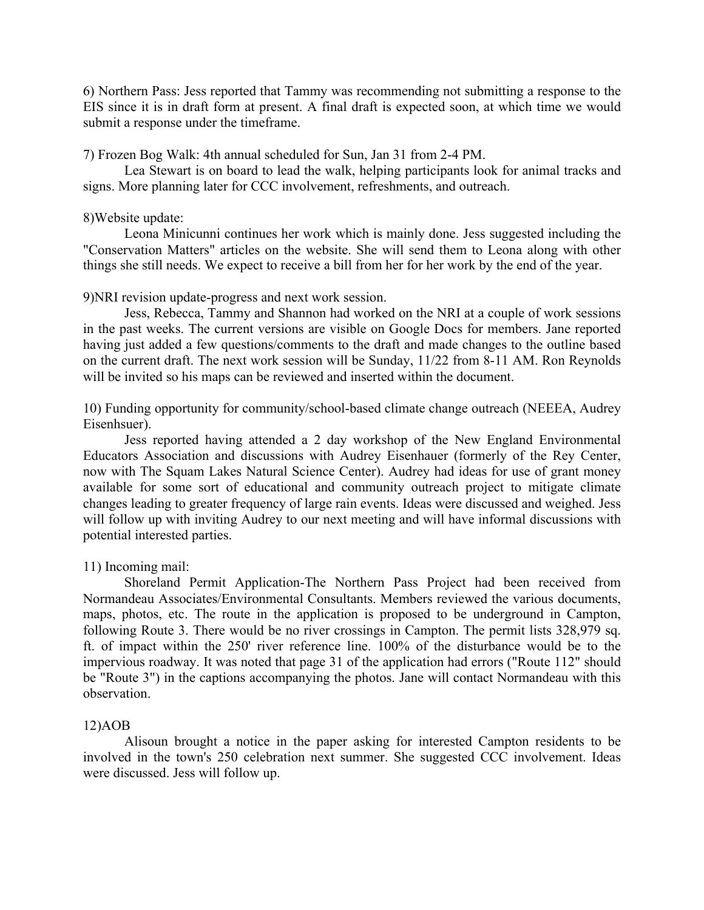6) Northern Pass: Jess reported that Tammy was recommending not submitting a response to the EIS since it is in draft form at present. A final draft is expected soon, at which time we would submit a response under the timeframe.

7) Frozen Bog Walk: 4th annual scheduled for Sun, Jan 31 from 2-4 PM.

Lea Stewart is on board to lead the walk, helping participants look for animal tracks and signs. More planning later for CCC involvement, refreshments, and outreach.

8)Website update:

Leona Minicunni continues her work which is mainly done. Jess suggested including the "Conservation Matters" articles on the website. She will send them to Leona along with other things she still needs. We expect to receive a bill from her for her work by the end of the year.

9)NRI revision update-progress and next work session.

Jess, Rebecca, Tammy and Shannon had worked on the NRI at a couple of work sessions in the past weeks. The current versions are visible on Google Docs for members. Jane reported having just added a few questions/comments to the draft and made changes to the outline based on the current draft. The next work session will be Sunday, 11/22 from 8-11 AM. Ron Reynolds will be invited so his maps can be reviewed and inserted within the document.

10) Funding opportunity for community/school-based climate change outreach (NEEEA, Audrey Eisenhsuer).

Jess reported having attended a 2 day workshop of the New England Environmental Educators Association and discussions with Audrey Eisenhauer (formerly of the Rey Center, now with The Squam Lakes Natural Science Center). Audrey had ideas for use of grant money available for some sort of educational and community outreach project to mitigate climate changes leading to greater frequency of large rain events. Ideas were discussed and weighed. Jess will follow up with inviting Audrey to our next meeting and will have informal discussions with potential interested parties.

11) Incoming mail:

Shoreland Permit Application-The Northern Pass Project had been received from Normandeau Associates/Environmental Consultants. Members reviewed the various documents, maps, photos, etc. The route in the application is proposed to be underground in Campton, following Route 3. There would be no river crossings in Campton. The permit lists 328,979 sq. ft. of impact within the 250' river reference line. 100% of the disturbance would be to the impervious roadway. It was noted that page 31 of the application had errors ("Route 112" should be "Route 3") in the captions accompanying the photos. Jane will contact Normandeau with this observation.

12)AOB

Alisoun brought a notice in the paper asking for interested Campton residents to be involved in the town's 250 celebration next summer. She suggested CCC involvement. Ideas were discussed. Jess will follow up.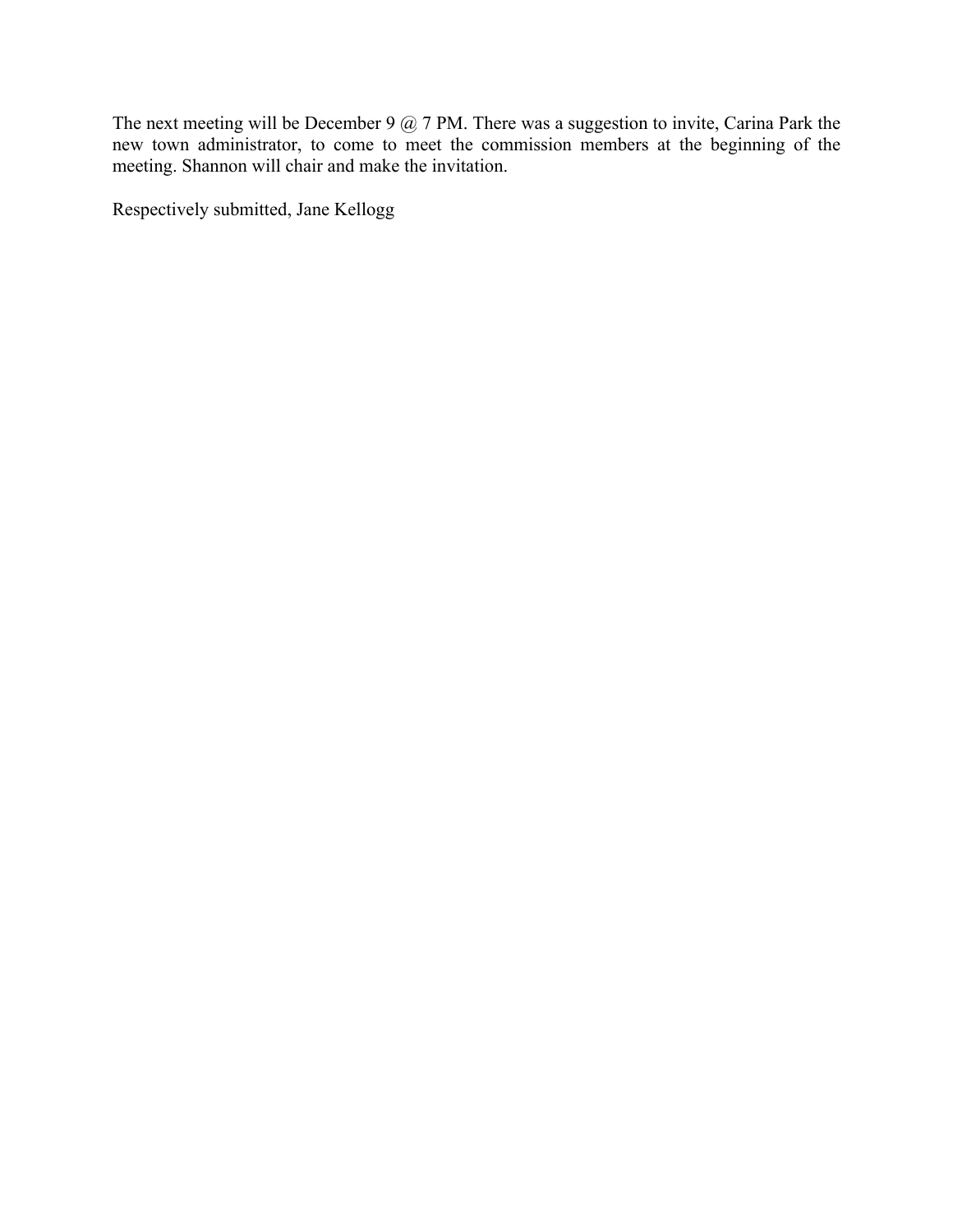The next meeting will be December 9 @ 7 PM. There was a suggestion to invite, Carina Park the new town administrator, to come to meet the commission members at the beginning of the meeting. Shannon will chair and make the invitation.

Respectively submitted, Jane Kellogg